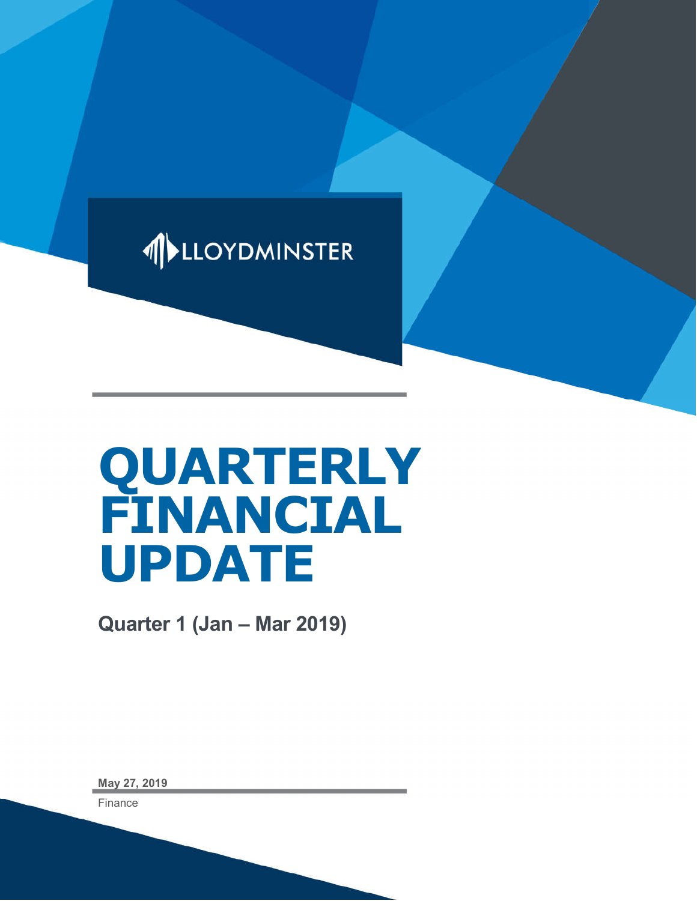LLOYDMINSTER

# QUARTERLY FINANCIAL UPDATE

**Quarter 1 (Jan – Mar 2019)**

**May 27, 2019**

Finance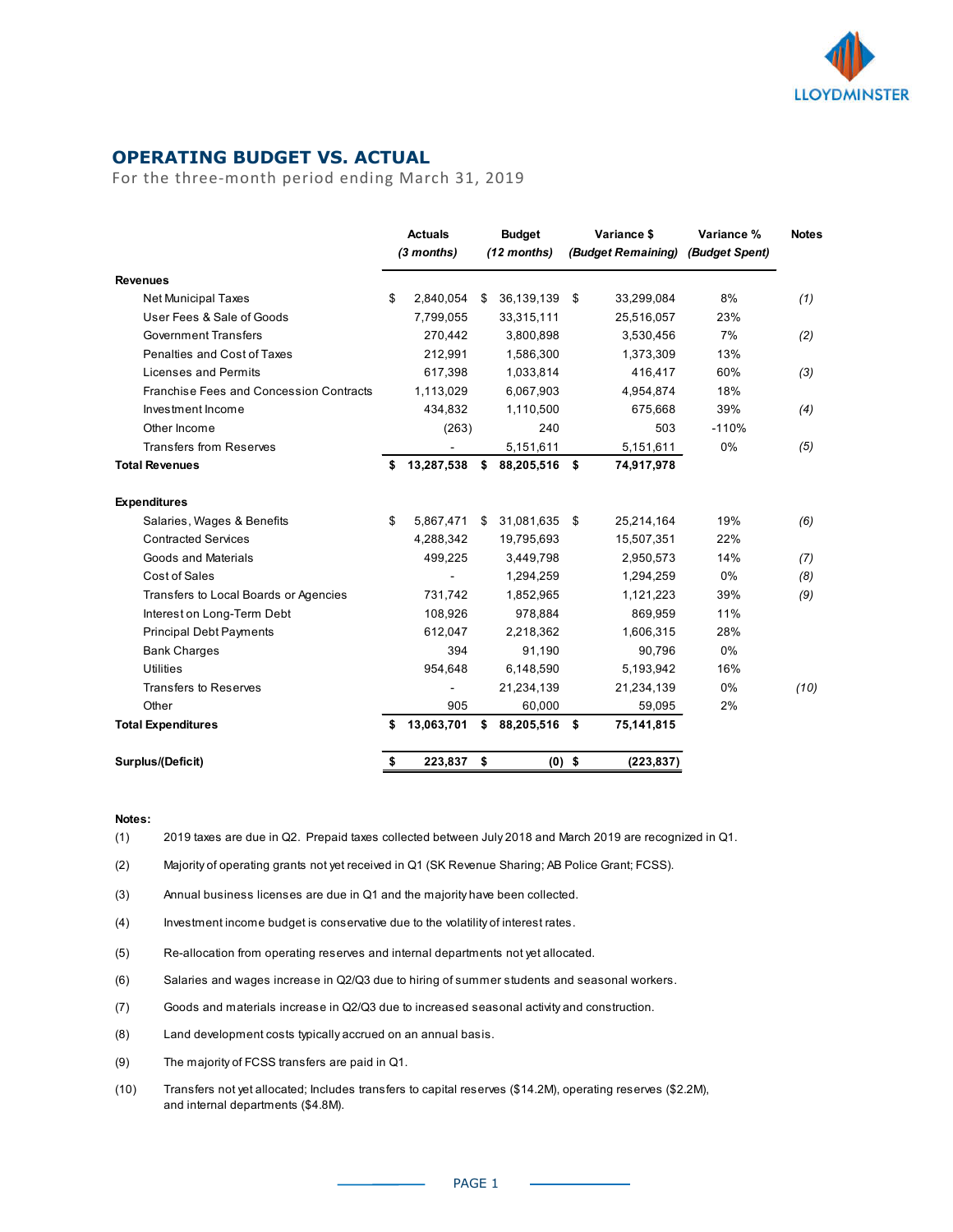## OPERATING BUDGET VS. ACTUAL

For the three-month period ending March 31, 2019

| | Actuals *(3 months)* | Budget *(12 months)* | Variance $ *(Budget Remaining)* | Variance % *(Budget Spent)* | Notes |
|---|---|---|---|---|---|
| **Revenues** | | | | | |
| Net Municipal Taxes | $ 2,840,054 | $ 36,139,139 | $ 33,299,084 | 8% | *(1)* |
| User Fees & Sale of Goods | 7,799,055 | 33,315,111 | 25,516,057 | 23% | |
| Government Transfers | 270,442 | 3,800,898 | 3,530,456 | 7% | *(2)* |
| Penalties and Cost of Taxes | 212,991 | 1,586,300 | 1,373,309 | 13% | |
| Licenses and Permits | 617,398 | 1,033,814 | 416,417 | 60% | *(3)* |
| Franchise Fees and Concession Contracts | 1,113,029 | 6,067,903 | 4,954,874 | 18% | |
| Investment Income | 434,832 | 1,110,500 | 675,668 | 39% | *(4)* |
| Other Income | (263) | 240 | 503 | -110% | |
| Transfers from Reserves | - | 5,151,611 | 5,151,611 | 0% | *(5)* |
| **Total Revenues** | **$ 13,287,538** | **$ 88,205,516** | **$ 74,917,978** | | |
| **Expenditures** | | | | | |
| Salaries, Wages & Benefits | $ 5,867,471 | $ 31,081,635 | $ 25,214,164 | 19% | *(6)* |
| Contracted Services | 4,288,342 | 19,795,693 | 15,507,351 | 22% | |
| Goods and Materials | 499,225 | 3,449,798 | 2,950,573 | 14% | *(7)* |
| Cost of Sales | - | 1,294,259 | 1,294,259 | 0% | *(8)* |
| Transfers to Local Boards or Agencies | 731,742 | 1,852,965 | 1,121,223 | 39% | *(9)* |
| Interest on Long-Term Debt | 108,926 | 978,884 | 869,959 | 11% | |
| Principal Debt Payments | 612,047 | 2,218,362 | 1,606,315 | 28% | |
| Bank Charges | 394 | 91,190 | 90,796 | 0% | |
| Utilities | 954,648 | 6,148,590 | 5,193,942 | 16% | |
| Transfers to Reserves | - | 21,234,139 | 21,234,139 | 0% | *(10)* |
| Other | 905 | 60,000 | 59,095 | 2% | |
| **Total Expenditures** | **$ 13,063,701** | **$ 88,205,516** | **$ 75,141,815** | | |
| **Surplus/(Deficit)** | **$ 223,837** | **$ (0)** | **$ (223,837)** | | |

**Notes:**

(1) 2019 taxes are due in Q2. Prepaid taxes collected between July 2018 and March 2019 are recognized in Q1.

(2) Majority of operating grants not yet received in Q1 (SK Revenue Sharing; AB Police Grant; FCSS).

(3) Annual business licenses are due in Q1 and the majority have been collected.

(4) Investment income budget is conservative due to the volatility of interest rates.

(5) Re-allocation from operating reserves and internal departments not yet allocated.

(6) Salaries and wages increase in Q2/Q3 due to hiring of summer students and seasonal workers.

(7) Goods and materials increase in Q2/Q3 due to increased seasonal activity and construction.

(8) Land development costs typically accrued on an annual basis.

(9) The majority of FCSS transfers are paid in Q1.

(10) Transfers not yet allocated; Includes transfers to capital reserves ($14.2M), operating reserves ($2.2M), and internal departments ($4.8M).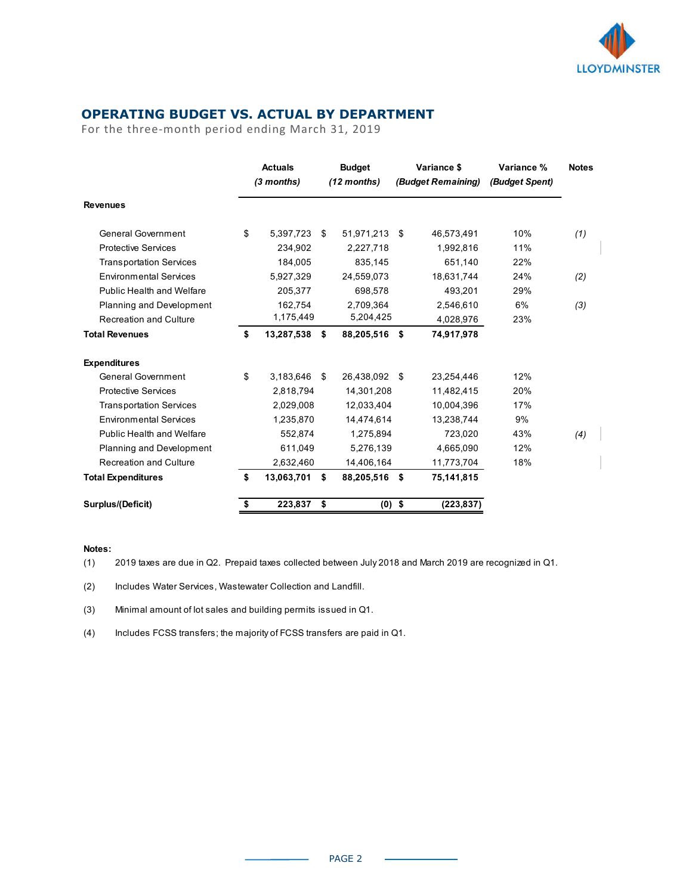## OPERATING BUDGET VS. ACTUAL BY DEPARTMENT

For the three-month period ending March 31, 2019

| | Actuals *(3 months)* | Budget *(12 months)* | Variance $ *(Budget Remaining)* | Variance % *(Budget Spent)* | Notes |
|---|---|---|---|---|---|
| **Revenues** | | | | | |
| General Government | $ 5,397,723 | $ 51,971,213 | $ 46,573,491 | 10% | *(1)* |
| Protective Services | 234,902 | 2,227,718 | 1,992,816 | 11% | |
| Transportation Services | 184,005 | 835,145 | 651,140 | 22% | |
| Environmental Services | 5,927,329 | 24,559,073 | 18,631,744 | 24% | *(2)* |
| Public Health and Welfare | 205,377 | 698,578 | 493,201 | 29% | |
| Planning and Development | 162,754 | 2,709,364 | 2,546,610 | 6% | *(3)* |
| Recreation and Culture | 1,175,449 | 5,204,425 | 4,028,976 | 23% | |
| **Total Revenues** | **$ 13,287,538** | **$ 88,205,516** | **$ 74,917,978** | | |
| **Expenditures** | | | | | |
| General Government | $ 3,183,646 | $ 26,438,092 | $ 23,254,446 | 12% | |
| Protective Services | 2,818,794 | 14,301,208 | 11,482,415 | 20% | |
| Transportation Services | 2,029,008 | 12,033,404 | 10,004,396 | 17% | |
| Environmental Services | 1,235,870 | 14,474,614 | 13,238,744 | 9% | |
| Public Health and Welfare | 552,874 | 1,275,894 | 723,020 | 43% | *(4)* |
| Planning and Development | 611,049 | 5,276,139 | 4,665,090 | 12% | |
| Recreation and Culture | 2,632,460 | 14,406,164 | 11,773,704 | 18% | |
| **Total Expenditures** | **$ 13,063,701** | **$ 88,205,516** | **$ 75,141,815** | | |
| **Surplus/(Deficit)** | **$ 223,837** | **$ (0)** | **$ (223,837)** | | |

**Notes:**

(1) 2019 taxes are due in Q2. Prepaid taxes collected between July 2018 and March 2019 are recognized in Q1.

(2) Includes Water Services, Wastewater Collection and Landfill.

(3) Minimal amount of lot sales and building permits issued in Q1.

(4) Includes FCSS transfers; the majority of FCSS transfers are paid in Q1.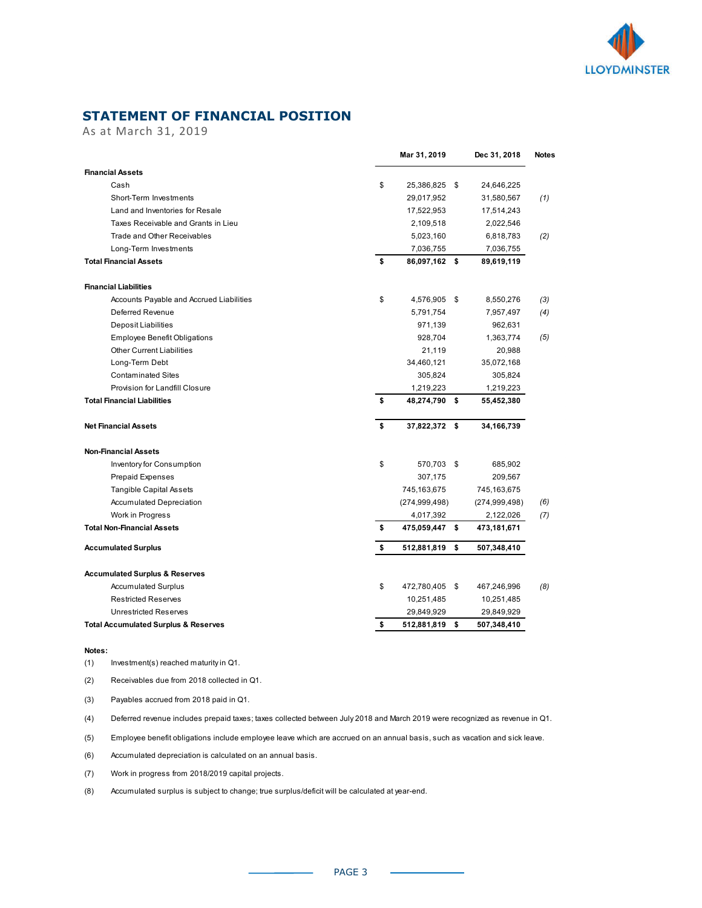## STATEMENT OF FINANCIAL POSITION

As at March 31, 2019

| | Mar 31, 2019 | Dec 31, 2018 | Notes |
|---|---|---|---|
| **Financial Assets** | | | |
| Cash | $ 25,386,825 | $ 24,646,225 | |
| Short-Term Investments | 29,017,952 | 31,580,567 | *(1)* |
| Land and Inventories for Resale | 17,522,953 | 17,514,243 | |
| Taxes Receivable and Grants in Lieu | 2,109,518 | 2,022,546 | |
| Trade and Other Receivables | 5,023,160 | 6,818,783 | *(2)* |
| Long-Term Investments | 7,036,755 | 7,036,755 | |
| **Total Financial Assets** | **$ 86,097,162** | **$ 89,619,119** | |
| **Financial Liabilities** | | | |
| Accounts Payable and Accrued Liabilities | $ 4,576,905 | $ 8,550,276 | *(3)* |
| Deferred Revenue | 5,791,754 | 7,957,497 | *(4)* |
| Deposit Liabilities | 971,139 | 962,631 | |
| Employee Benefit Obligations | 928,704 | 1,363,774 | *(5)* |
| Other Current Liabilities | 21,119 | 20,988 | |
| Long-Term Debt | 34,460,121 | 35,072,168 | |
| Contaminated Sites | 305,824 | 305,824 | |
| Provision for Landfill Closure | 1,219,223 | 1,219,223 | |
| **Total Financial Liabilities** | **$ 48,274,790** | **$ 55,452,380** | |
| **Net Financial Assets** | **$ 37,822,372** | **$ 34,166,739** | |
| **Non-Financial Assets** | | | |
| Inventory for Consumption | $ 570,703 | $ 685,902 | |
| Prepaid Expenses | 307,175 | 209,567 | |
| Tangible Capital Assets | 745,163,675 | 745,163,675 | |
| Accumulated Depreciation | (274,999,498) | (274,999,498) | *(6)* |
| Work in Progress | 4,017,392 | 2,122,026 | *(7)* |
| **Total Non-Financial Assets** | **$ 475,059,447** | **$ 473,181,671** | |
| **Accumulated Surplus** | **$ 512,881,819** | **$ 507,348,410** | |
| **Accumulated Surplus & Reserves** | | | |
| Accumulated Surplus | $ 472,780,405 | $ 467,246,996 | *(8)* |
| Restricted Reserves | 10,251,485 | 10,251,485 | |
| Unrestricted Reserves | 29,849,929 | 29,849,929 | |
| **Total Accumulated Surplus & Reserves** | **$ 512,881,819** | **$ 507,348,410** | |

**Notes:**

(1) Investment(s) reached maturity in Q1.

(2) Receivables due from 2018 collected in Q1.

(3) Payables accrued from 2018 paid in Q1.

(4) Deferred revenue includes prepaid taxes; taxes collected between July 2018 and March 2019 were recognized as revenue in Q1.

(5) Employee benefit obligations include employee leave which are accrued on an annual basis, such as vacation and sick leave.

(6) Accumulated depreciation is calculated on an annual basis.

(7) Work in progress from 2018/2019 capital projects.

(8) Accumulated surplus is subject to change; true surplus/deficit will be calculated at year-end.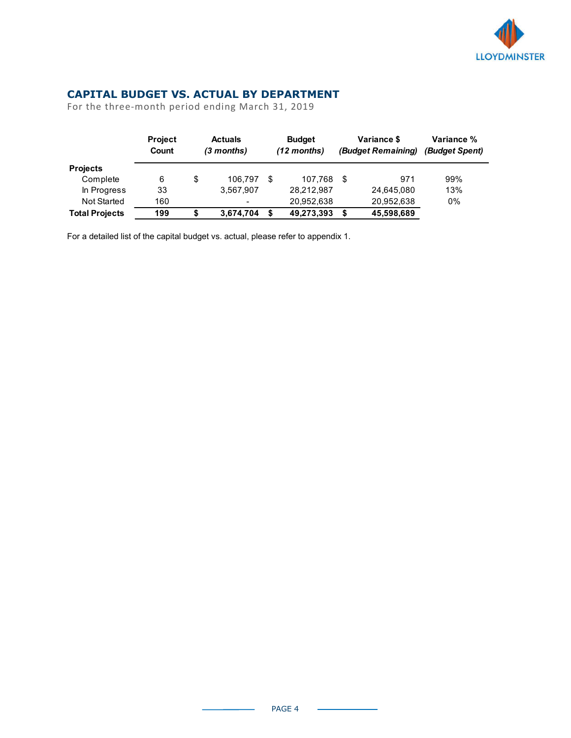## CAPITAL BUDGET VS. ACTUAL BY DEPARTMENT

For the three-month period ending March 31, 2019

| | Project Count | Actuals *(3 months)* | Budget *(12 months)* | Variance $ *(Budget Remaining)* | Variance % *(Budget Spent)* |
|---|---|---|---|---|---|
| **Projects** | | | | | |
| Complete | 6 | $ 106,797 | $ 107,768 | $ 971 | 99% |
| In Progress | 33 | 3,567,907 | 28,212,987 | 24,645,080 | 13% |
| Not Started | 160 | - | 20,952,638 | 20,952,638 | 0% |
| **Total Projects** | **199** | **$ 3,674,704** | **$ 49,273,393** | **$ 45,598,689** | |

For a detailed list of the capital budget vs. actual, please refer to appendix 1.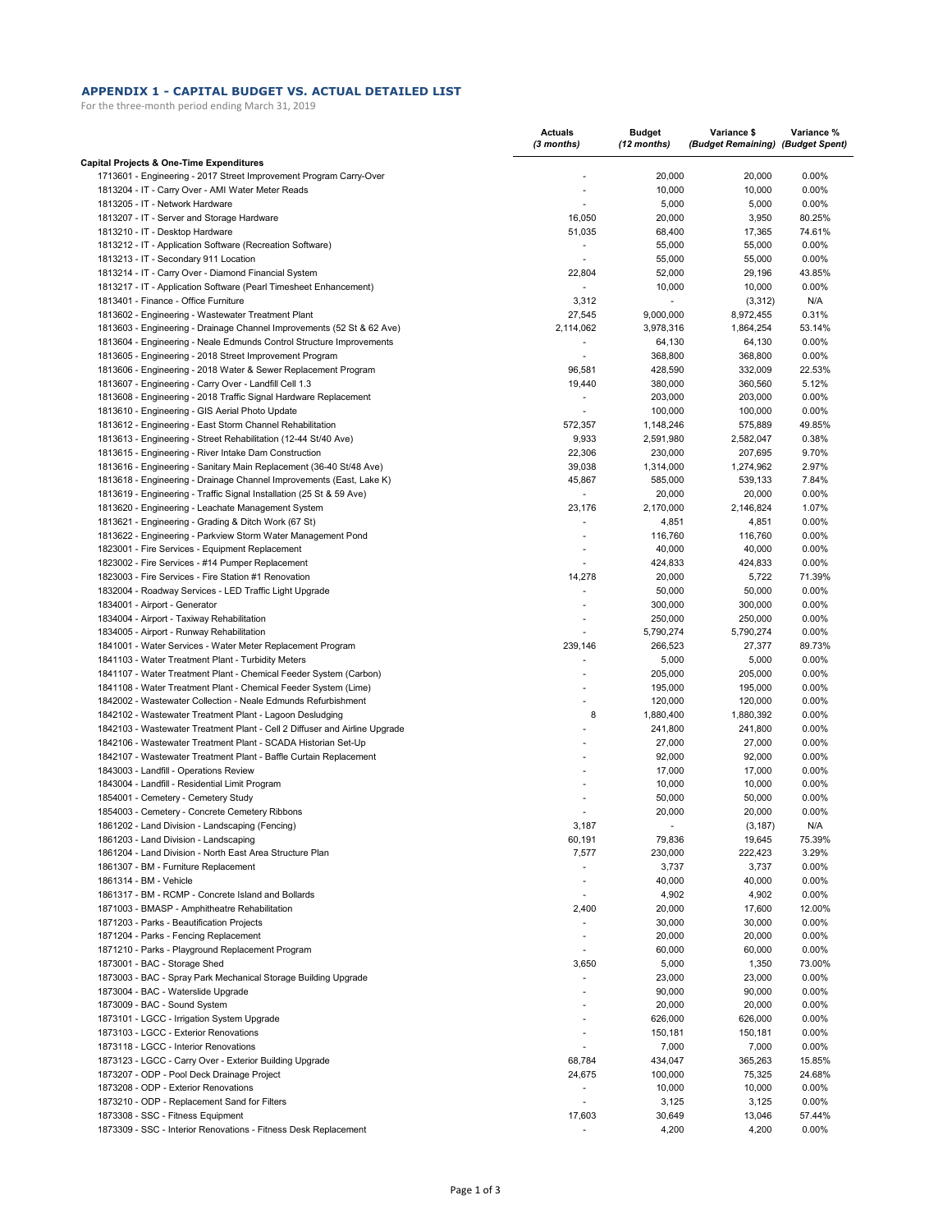## APPENDIX 1 - CAPITAL BUDGET VS. ACTUAL DETAILED LIST

For the three-month period ending March 31, 2019

| | Actuals *(3 months)* | Budget *(12 months)* | Variance $ *(Budget Remaining)* | Variance % *(Budget Spent)* |
|---|---|---|---|---|
| **Capital Projects & One-Time Expenditures** | | | | |
| 1713601 - Engineering - 2017 Street Improvement Program Carry-Over | - | 20,000 | 20,000 | 0.00% |
| 1813204 - IT - Carry Over - AMI Water Meter Reads | - | 10,000 | 10,000 | 0.00% |
| 1813205 - IT - Network Hardware | - | 5,000 | 5,000 | 0.00% |
| 1813207 - IT - Server and Storage Hardware | 16,050 | 20,000 | 3,950 | 80.25% |
| 1813210 - IT - Desktop Hardware | 51,035 | 68,400 | 17,365 | 74.61% |
| 1813212 - IT - Application Software (Recreation Software) | - | 55,000 | 55,000 | 0.00% |
| 1813213 - IT - Secondary 911 Location | - | 55,000 | 55,000 | 0.00% |
| 1813214 - IT - Carry Over - Diamond Financial System | 22,804 | 52,000 | 29,196 | 43.85% |
| 1813217 - IT - Application Software (Pearl Timesheet Enhancement) | - | 10,000 | 10,000 | 0.00% |
| 1813401 - Finance - Office Furniture | 3,312 | - | (3,312) | N/A |
| 1813602 - Engineering - Wastewater Treatment Plant | 27,545 | 9,000,000 | 8,972,455 | 0.31% |
| 1813603 - Engineering - Drainage Channel Improvements (52 St & 62 Ave) | 2,114,062 | 3,978,316 | 1,864,254 | 53.14% |
| 1813604 - Engineering - Neale Edmunds Control Structure Improvements | - | 64,130 | 64,130 | 0.00% |
| 1813605 - Engineering - 2018 Street Improvement Program | - | 368,800 | 368,800 | 0.00% |
| 1813606 - Engineering - 2018 Water & Sewer Replacement Program | 96,581 | 428,590 | 332,009 | 22.53% |
| 1813607 - Engineering - Carry Over - Landfill Cell 1.3 | 19,440 | 380,000 | 360,560 | 5.12% |
| 1813608 - Engineering - 2018 Traffic Signal Hardware Replacement | - | 203,000 | 203,000 | 0.00% |
| 1813610 - Engineering - GIS Aerial Photo Update | - | 100,000 | 100,000 | 0.00% |
| 1813612 - Engineering - East Storm Channel Rehabilitation | 572,357 | 1,148,246 | 575,889 | 49.85% |
| 1813613 - Engineering - Street Rehabilitation (12-44 St/40 Ave) | 9,933 | 2,591,980 | 2,582,047 | 0.38% |
| 1813615 - Engineering - River Intake Dam Construction | 22,306 | 230,000 | 207,695 | 9.70% |
| 1813616 - Engineering - Sanitary Main Replacement (36-40 St/48 Ave) | 39,038 | 1,314,000 | 1,274,962 | 2.97% |
| 1813618 - Engineering - Drainage Channel Improvements (East, Lake K) | 45,867 | 585,000 | 539,133 | 7.84% |
| 1813619 - Engineering - Traffic Signal Installation (25 St & 59 Ave) | - | 20,000 | 20,000 | 0.00% |
| 1813620 - Engineering - Leachate Management System | 23,176 | 2,170,000 | 2,146,824 | 1.07% |
| 1813621 - Engineering - Grading & Ditch Work (67 St) | - | 4,851 | 4,851 | 0.00% |
| 1813622 - Engineering - Parkview Storm Water Management Pond | - | 116,760 | 116,760 | 0.00% |
| 1823001 - Fire Services - Equipment Replacement | - | 40,000 | 40,000 | 0.00% |
| 1823002 - Fire Services - #14 Pumper Replacement | - | 424,833 | 424,833 | 0.00% |
| 1823003 - Fire Services - Fire Station #1 Renovation | 14,278 | 20,000 | 5,722 | 71.39% |
| 1832004 - Roadway Services - LED Traffic Light Upgrade | - | 50,000 | 50,000 | 0.00% |
| 1834001 - Airport - Generator | - | 300,000 | 300,000 | 0.00% |
| 1834004 - Airport - Taxiway Rehabilitation | - | 250,000 | 250,000 | 0.00% |
| 1834005 - Airport - Runway Rehabilitation | - | 5,790,274 | 5,790,274 | 0.00% |
| 1841001 - Water Services - Water Meter Replacement Program | 239,146 | 266,523 | 27,377 | 89.73% |
| 1841103 - Water Treatment Plant - Turbidity Meters | - | 5,000 | 5,000 | 0.00% |
| 1841107 - Water Treatment Plant - Chemical Feeder System (Carbon) | - | 205,000 | 205,000 | 0.00% |
| 1841108 - Water Treatment Plant - Chemical Feeder System (Lime) | - | 195,000 | 195,000 | 0.00% |
| 1842002 - Wastewater Collection - Neale Edmunds Refurbishment | - | 120,000 | 120,000 | 0.00% |
| 1842102 - Wastewater Treatment Plant - Lagoon Desludging | 8 | 1,880,400 | 1,880,392 | 0.00% |
| 1842103 - Wastewater Treatment Plant - Cell 2 Diffuser and Airline Upgrade | - | 241,800 | 241,800 | 0.00% |
| 1842106 - Wastewater Treatment Plant - SCADA Historian Set-Up | - | 27,000 | 27,000 | 0.00% |
| 1842107 - Wastewater Treatment Plant - Baffle Curtain Replacement | - | 92,000 | 92,000 | 0.00% |
| 1843003 - Landfill - Operations Review | - | 17,000 | 17,000 | 0.00% |
| 1843004 - Landfill - Residential Limit Program | - | 10,000 | 10,000 | 0.00% |
| 1854001 - Cemetery - Cemetery Study | - | 50,000 | 50,000 | 0.00% |
| 1854003 - Cemetery - Concrete Cemetery Ribbons | - | 20,000 | 20,000 | 0.00% |
| 1861202 - Land Division - Landscaping (Fencing) | 3,187 | - | (3,187) | N/A |
| 1861203 - Land Division - Landscaping | 60,191 | 79,836 | 19,645 | 75.39% |
| 1861204 - Land Division - North East Area Structure Plan | 7,577 | 230,000 | 222,423 | 3.29% |
| 1861307 - BM - Furniture Replacement | - | 3,737 | 3,737 | 0.00% |
| 1861314 - BM - Vehicle | - | 40,000 | 40,000 | 0.00% |
| 1861317 - BM - RCMP - Concrete Island and Bollards | - | 4,902 | 4,902 | 0.00% |
| 1871003 - BMASP - Amphitheatre Rehabilitation | 2,400 | 20,000 | 17,600 | 12.00% |
| 1871203 - Parks - Beautification Projects | - | 30,000 | 30,000 | 0.00% |
| 1871204 - Parks - Fencing Replacement | - | 20,000 | 20,000 | 0.00% |
| 1871210 - Parks - Playground Replacement Program | - | 60,000 | 60,000 | 0.00% |
| 1873001 - BAC - Storage Shed | 3,650 | 5,000 | 1,350 | 73.00% |
| 1873003 - BAC - Spray Park Mechanical Storage Building Upgrade | - | 23,000 | 23,000 | 0.00% |
| 1873004 - BAC - Waterslide Upgrade | - | 90,000 | 90,000 | 0.00% |
| 1873009 - BAC - Sound System | - | 20,000 | 20,000 | 0.00% |
| 1873101 - LGCC - Irrigation System Upgrade | - | 626,000 | 626,000 | 0.00% |
| 1873103 - LGCC - Exterior Renovations | - | 150,181 | 150,181 | 0.00% |
| 1873118 - LGCC - Interior Renovations | - | 7,000 | 7,000 | 0.00% |
| 1873123 - LGCC - Carry Over - Exterior Building Upgrade | 68,784 | 434,047 | 365,263 | 15.85% |
| 1873207 - ODP - Pool Deck Drainage Project | 24,675 | 100,000 | 75,325 | 24.68% |
| 1873208 - ODP - Exterior Renovations | - | 10,000 | 10,000 | 0.00% |
| 1873210 - ODP - Replacement Sand for Filters | - | 3,125 | 3,125 | 0.00% |
| 1873308 - SSC - Fitness Equipment | 17,603 | 30,649 | 13,046 | 57.44% |
| 1873309 - SSC - Interior Renovations - Fitness Desk Replacement | - | 4,200 | 4,200 | 0.00% |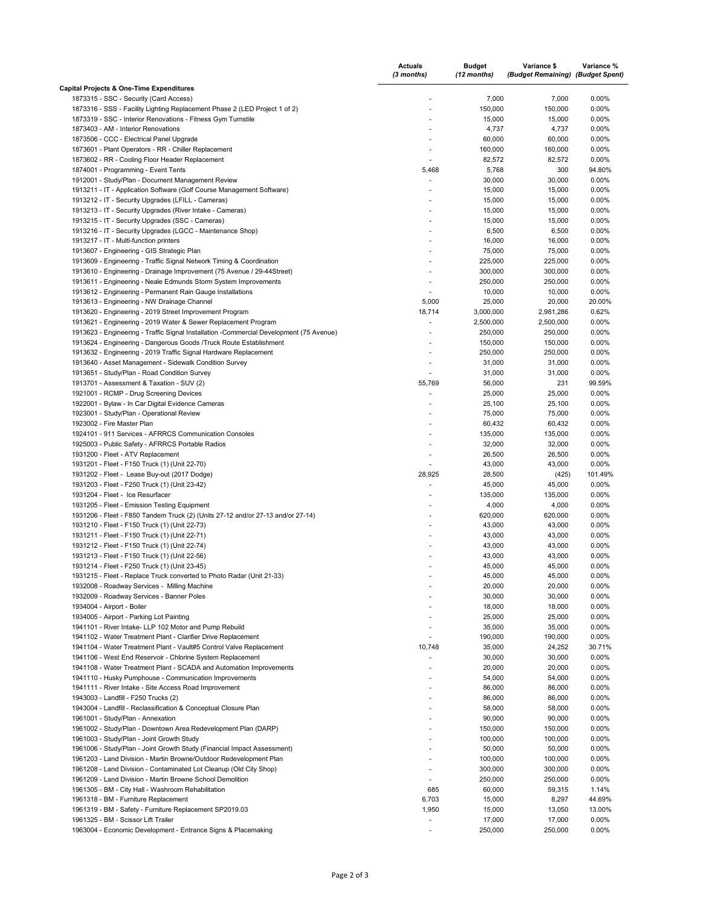| | Actuals *(3 months)* | Budget *(12 months)* | Variance $ *(Budget Remaining)* | Variance % *(Budget Spent)* |
|---|---|---|---|---|
| **Capital Projects & One-Time Expenditures** | | | | |
| 1873315 - SSC - Security (Card Access) | - | 7,000 | 7,000 | 0.00% |
| 1873316 - SSS - Facility Lighting Replacement Phase 2 (LED Project 1 of 2) | - | 150,000 | 150,000 | 0.00% |
| 1873319 - SSC - Interior Renovations - Fitness Gym Turnstile | - | 15,000 | 15,000 | 0.00% |
| 1873403 - AM - Interior Renovations | - | 4,737 | 4,737 | 0.00% |
| 1873506 - CCC - Electrical Panel Upgrade | - | 60,000 | 60,000 | 0.00% |
| 1873601 - Plant Operators - RR - Chiller Replacement | - | 160,000 | 160,000 | 0.00% |
| 1873602 - RR - Cooling Floor Header Replacement | - | 82,572 | 82,572 | 0.00% |
| 1874001 - Programming - Event Tents | 5,468 | 5,768 | 300 | 94.80% |
| 1912001 - Study/Plan - Document Management Review | - | 30,000 | 30,000 | 0.00% |
| 1913211 - IT - Application Software (Golf Course Management Software) | - | 15,000 | 15,000 | 0.00% |
| 1913212 - IT - Security Upgrades (LFILL - Cameras) | - | 15,000 | 15,000 | 0.00% |
| 1913213 - IT - Security Upgrades (River Intake - Cameras) | - | 15,000 | 15,000 | 0.00% |
| 1913215 - IT - Security Upgrades (SSC - Cameras) | - | 15,000 | 15,000 | 0.00% |
| 1913216 - IT - Security Upgrades (LGCC - Maintenance Shop) | - | 6,500 | 6,500 | 0.00% |
| 1913217 - IT - Multi-function printers | - | 16,000 | 16,000 | 0.00% |
| 1913607 - Engineering - GIS Strategic Plan | - | 75,000 | 75,000 | 0.00% |
| 1913609 - Engineering - Traffic Signal Network Timing & Coordination | - | 225,000 | 225,000 | 0.00% |
| 1913610 - Engineering - Drainage Improvement (75 Avenue / 29-44Street) | - | 300,000 | 300,000 | 0.00% |
| 1913611 - Engineering - Neale Edmunds Storm System Improvements | - | 250,000 | 250,000 | 0.00% |
| 1913612 - Engineering - Permanent Rain Gauge Installations | - | 10,000 | 10,000 | 0.00% |
| 1913613 - Engineering - NW Drainage Channel | 5,000 | 25,000 | 20,000 | 20.00% |
| 1913620 - Engineering - 2019 Street Improvement Program | 18,714 | 3,000,000 | 2,981,286 | 0.62% |
| 1913621 - Engineering - 2019 Water & Sewer Replacement Program | - | 2,500,000 | 2,500,000 | 0.00% |
| 1913623 - Engineering - Traffic Signal Installation -Commercial Development (75 Avenue) | - | 250,000 | 250,000 | 0.00% |
| 1913624 - Engineering - Dangerous Goods /Truck Route Establishment | - | 150,000 | 150,000 | 0.00% |
| 1913632 - Engineering - 2019 Traffic Signal Hardware Replacement | - | 250,000 | 250,000 | 0.00% |
| 1913640 - Asset Management - Sidewalk Condition Survey | - | 31,000 | 31,000 | 0.00% |
| 1913651 - Study/Plan - Road Condition Survey | - | 31,000 | 31,000 | 0.00% |
| 1913701 - Assessment & Taxation - SUV (2) | 55,769 | 56,000 | 231 | 99.59% |
| 1921001 - RCMP - Drug Screening Devices | - | 25,000 | 25,000 | 0.00% |
| 1922001 - Bylaw - In Car Digital Evidence Cameras | - | 25,100 | 25,100 | 0.00% |
| 1923001 - Study/Plan - Operational Review | - | 75,000 | 75,000 | 0.00% |
| 1923002 - Fire Master Plan | - | 60,432 | 60,432 | 0.00% |
| 1924101 - 911 Services - AFRRCS Communication Consoles | - | 135,000 | 135,000 | 0.00% |
| 1925003 - Public Safety - AFRRCS Portable Radios | - | 32,000 | 32,000 | 0.00% |
| 1931200 - Fleet - ATV Replacement | - | 26,500 | 26,500 | 0.00% |
| 1931201 - Fleet - F150 Truck (1) (Unit 22-70) | - | 43,000 | 43,000 | 0.00% |
| 1931202 - Fleet - Lease Buy-out (2017 Dodge) | 28,925 | 28,500 | (425) | 101.49% |
| 1931203 - Fleet - F250 Truck (1) (Unit 23-42) | - | 45,000 | 45,000 | 0.00% |
| 1931204 - Fleet - Ice Resurfacer | - | 135,000 | 135,000 | 0.00% |
| 1931205 - Fleet - Emission Testing Equipment | - | 4,000 | 4,000 | 0.00% |
| 1931206 - Fleet - F850 Tandem Truck (2) (Units 27-12 and/or 27-13 and/or 27-14) | - | 620,000 | 620,000 | 0.00% |
| 1931210 - Fleet - F150 Truck (1) (Unit 22-73) | - | 43,000 | 43,000 | 0.00% |
| 1931211 - Fleet - F150 Truck (1) (Unit 22-71) | - | 43,000 | 43,000 | 0.00% |
| 1931212 - Fleet - F150 Truck (1) (Unit 22-74) | - | 43,000 | 43,000 | 0.00% |
| 1931213 - Fleet - F150 Truck (1) (Unit 22-56) | - | 43,000 | 43,000 | 0.00% |
| 1931214 - Fleet - F250 Truck (1) (Unit 23-45) | - | 45,000 | 45,000 | 0.00% |
| 1931215 - Fleet - Replace Truck converted to Photo Radar (Unit 21-33) | - | 45,000 | 45,000 | 0.00% |
| 1932008 - Roadway Services - Milling Machine | - | 20,000 | 20,000 | 0.00% |
| 1932009 - Roadway Services - Banner Poles | - | 30,000 | 30,000 | 0.00% |
| 1934004 - Airport - Boiler | - | 18,000 | 18,000 | 0.00% |
| 1934005 - Airport - Parking Lot Painting | - | 25,000 | 25,000 | 0.00% |
| 1941101 - River Intake- LLP 102 Motor and Pump Rebuild | - | 35,000 | 35,000 | 0.00% |
| 1941102 - Water Treatment Plant - Clarifier Drive Replacement | - | 190,000 | 190,000 | 0.00% |
| 1941104 - Water Treatment Plant - Vault#5 Control Valve Replacement | 10,748 | 35,000 | 24,252 | 30.71% |
| 1941106 - West End Reservoir - Chlorine System Replacement | - | 30,000 | 30,000 | 0.00% |
| 1941108 - Water Treatment Plant - SCADA and Automation Improvements | - | 20,000 | 20,000 | 0.00% |
| 1941110 - Husky Pumphouse - Communication Improvements | - | 54,000 | 54,000 | 0.00% |
| 1941111 - River Intake - Site Access Road Improvement | - | 86,000 | 86,000 | 0.00% |
| 1943003 - Landfill - F250 Trucks (2) | - | 86,000 | 86,000 | 0.00% |
| 1943004 - Landfill - Reclassification & Conceptual Closure Plan | - | 58,000 | 58,000 | 0.00% |
| 1961001 - Study/Plan - Annexation | - | 90,000 | 90,000 | 0.00% |
| 1961002 - Study/Plan - Downtown Area Redevelopment Plan (DARP) | - | 150,000 | 150,000 | 0.00% |
| 1961003 - Study/Plan - Joint Growth Study | - | 100,000 | 100,000 | 0.00% |
| 1961006 - Study/Plan - Joint Growth Study (Financial Impact Assessment) | - | 50,000 | 50,000 | 0.00% |
| 1961203 - Land Division - Martin Browne/Outdoor Redevelopment Plan | - | 100,000 | 100,000 | 0.00% |
| 1961208 - Land Division - Contaminated Lot Cleanup (Old City Shop) | - | 300,000 | 300,000 | 0.00% |
| 1961209 - Land Division - Martin Browne School Demolition | - | 250,000 | 250,000 | 0.00% |
| 1961305 - BM - City Hall - Washroom Rehabilitation | 685 | 60,000 | 59,315 | 1.14% |
| 1961318 - BM - Furniture Replacement | 6,703 | 15,000 | 8,297 | 44.69% |
| 1961319 - BM - Safety - Furniture Replacement SP2019.03 | 1,950 | 15,000 | 13,050 | 13.00% |
| 1961325 - BM - Scissor Lift Trailer | - | 17,000 | 17,000 | 0.00% |
| 1963004 - Economic Development - Entrance Signs & Placemaking | - | 250,000 | 250,000 | 0.00% |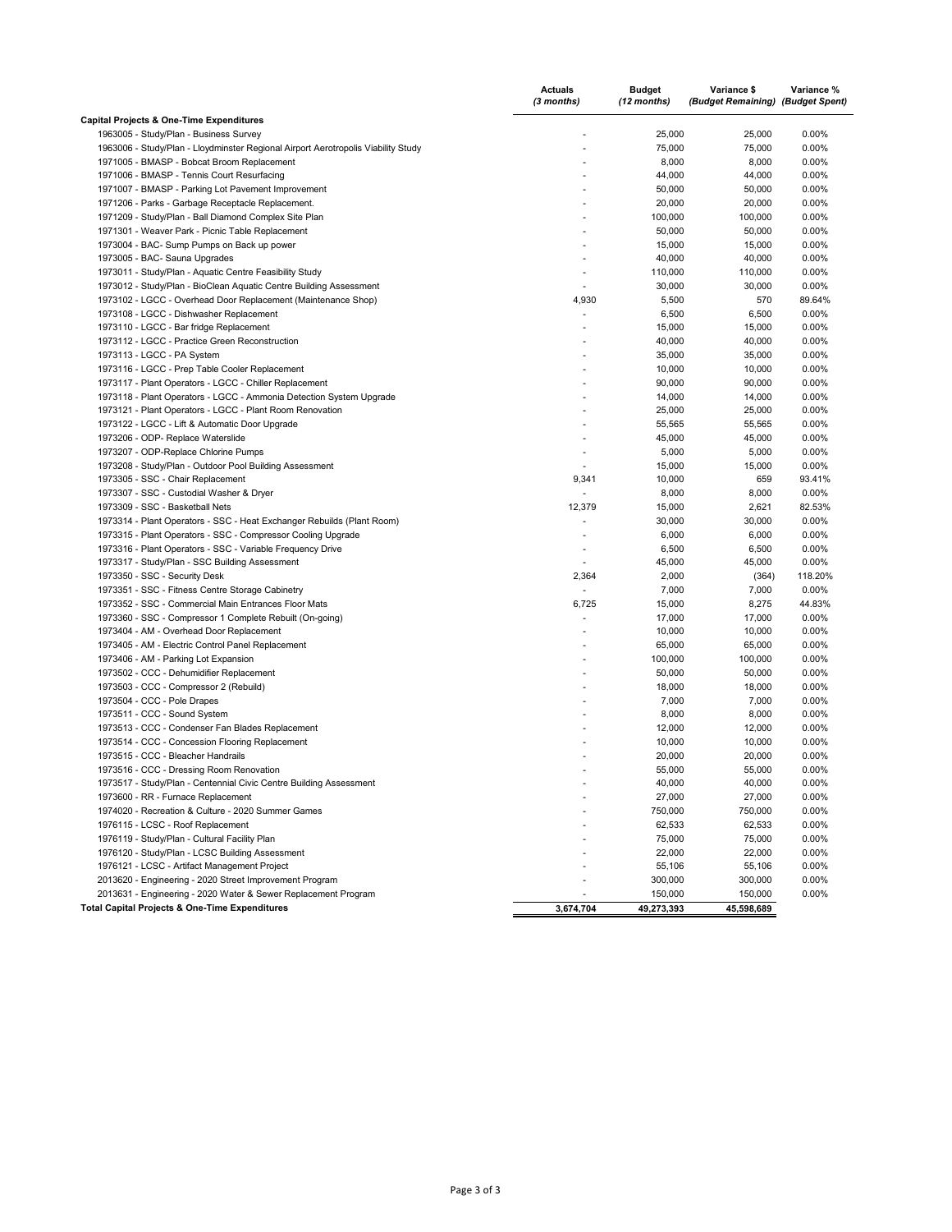| | Actuals *(3 months)* | Budget *(12 months)* | Variance $ *(Budget Remaining)* | Variance % *(Budget Spent)* |
|---|---|---|---|---|
| **Capital Projects & One-Time Expenditures** | | | | |
| 1963005 - Study/Plan - Business Survey | - | 25,000 | 25,000 | 0.00% |
| 1963006 - Study/Plan - Lloydminster Regional Airport Aerotropolis Viability Study | - | 75,000 | 75,000 | 0.00% |
| 1971005 - BMASP - Bobcat Broom Replacement | - | 8,000 | 8,000 | 0.00% |
| 1971006 - BMASP - Tennis Court Resurfacing | - | 44,000 | 44,000 | 0.00% |
| 1971007 - BMASP - Parking Lot Pavement Improvement | - | 50,000 | 50,000 | 0.00% |
| 1971206 - Parks - Garbage Receptacle Replacement. | - | 20,000 | 20,000 | 0.00% |
| 1971209 - Study/Plan - Ball Diamond Complex Site Plan | - | 100,000 | 100,000 | 0.00% |
| 1971301 - Weaver Park - Picnic Table Replacement | - | 50,000 | 50,000 | 0.00% |
| 1973004 - BAC- Sump Pumps on Back up power | - | 15,000 | 15,000 | 0.00% |
| 1973005 - BAC- Sauna Upgrades | - | 40,000 | 40,000 | 0.00% |
| 1973011 - Study/Plan - Aquatic Centre Feasibility Study | - | 110,000 | 110,000 | 0.00% |
| 1973012 - Study/Plan - BioClean Aquatic Centre Building Assessment | - | 30,000 | 30,000 | 0.00% |
| 1973102 - LGCC - Overhead Door Replacement (Maintenance Shop) | 4,930 | 5,500 | 570 | 89.64% |
| 1973108 - LGCC - Dishwasher Replacement | - | 6,500 | 6,500 | 0.00% |
| 1973110 - LGCC - Bar fridge Replacement | - | 15,000 | 15,000 | 0.00% |
| 1973112 - LGCC - Practice Green Reconstruction | - | 40,000 | 40,000 | 0.00% |
| 1973113 - LGCC - PA System | - | 35,000 | 35,000 | 0.00% |
| 1973116 - LGCC - Prep Table Cooler Replacement | - | 10,000 | 10,000 | 0.00% |
| 1973117 - Plant Operators - LGCC - Chiller Replacement | - | 90,000 | 90,000 | 0.00% |
| 1973118 - Plant Operators - LGCC - Ammonia Detection System Upgrade | - | 14,000 | 14,000 | 0.00% |
| 1973121 - Plant Operators - LGCC - Plant Room Renovation | - | 25,000 | 25,000 | 0.00% |
| 1973122 - LGCC - Lift & Automatic Door Upgrade | - | 55,565 | 55,565 | 0.00% |
| 1973206 - ODP- Replace Waterslide | - | 45,000 | 45,000 | 0.00% |
| 1973207 - ODP-Replace Chlorine Pumps | - | 5,000 | 5,000 | 0.00% |
| 1973208 - Study/Plan - Outdoor Pool Building Assessment | - | 15,000 | 15,000 | 0.00% |
| 1973305 - SSC - Chair Replacement | 9,341 | 10,000 | 659 | 93.41% |
| 1973307 - SSC - Custodial Washer & Dryer | - | 8,000 | 8,000 | 0.00% |
| 1973309 - SSC - Basketball Nets | 12,379 | 15,000 | 2,621 | 82.53% |
| 1973314 - Plant Operators - SSC - Heat Exchanger Rebuilds (Plant Room) | - | 30,000 | 30,000 | 0.00% |
| 1973315 - Plant Operators - SSC - Compressor Cooling Upgrade | - | 6,000 | 6,000 | 0.00% |
| 1973316 - Plant Operators - SSC - Variable Frequency Drive | - | 6,500 | 6,500 | 0.00% |
| 1973317 - Study/Plan - SSC Building Assessment | - | 45,000 | 45,000 | 0.00% |
| 1973350 - SSC - Security Desk | 2,364 | 2,000 | (364) | 118.20% |
| 1973351 - SSC - Fitness Centre Storage Cabinetry | - | 7,000 | 7,000 | 0.00% |
| 1973352 - SSC - Commercial Main Entrances Floor Mats | 6,725 | 15,000 | 8,275 | 44.83% |
| 1973360 - SSC - Compressor 1 Complete Rebuilt (On-going) | - | 17,000 | 17,000 | 0.00% |
| 1973404 - AM - Overhead Door Replacement | - | 10,000 | 10,000 | 0.00% |
| 1973405 - AM - Electric Control Panel Replacement | - | 65,000 | 65,000 | 0.00% |
| 1973406 - AM - Parking Lot Expansion | - | 100,000 | 100,000 | 0.00% |
| 1973502 - CCC - Dehumidifier Replacement | - | 50,000 | 50,000 | 0.00% |
| 1973503 - CCC - Compressor 2 (Rebuild) | - | 18,000 | 18,000 | 0.00% |
| 1973504 - CCC - Pole Drapes | - | 7,000 | 7,000 | 0.00% |
| 1973511 - CCC - Sound System | - | 8,000 | 8,000 | 0.00% |
| 1973513 - CCC - Condenser Fan Blades Replacement | - | 12,000 | 12,000 | 0.00% |
| 1973514 - CCC - Concession Flooring Replacement | - | 10,000 | 10,000 | 0.00% |
| 1973515 - CCC - Bleacher Handrails | - | 20,000 | 20,000 | 0.00% |
| 1973516 - CCC - Dressing Room Renovation | - | 55,000 | 55,000 | 0.00% |
| 1973517 - Study/Plan - Centennial Civic Centre Building Assessment | - | 40,000 | 40,000 | 0.00% |
| 1973600 - RR - Furnace Replacement | - | 27,000 | 27,000 | 0.00% |
| 1974020 - Recreation & Culture - 2020 Summer Games | - | 750,000 | 750,000 | 0.00% |
| 1976115 - LCSC - Roof Replacement | - | 62,533 | 62,533 | 0.00% |
| 1976119 - Study/Plan - Cultural Facility Plan | - | 75,000 | 75,000 | 0.00% |
| 1976120 - Study/Plan - LCSC Building Assessment | - | 22,000 | 22,000 | 0.00% |
| 1976121 - LCSC - Artifact Management Project | - | 55,106 | 55,106 | 0.00% |
| 2013620 - Engineering - 2020 Street Improvement Program | - | 300,000 | 300,000 | 0.00% |
| 2013631 - Engineering - 2020 Water & Sewer Replacement Program | - | 150,000 | 150,000 | 0.00% |
| **Total Capital Projects & One-Time Expenditures** | **3,674,704** | **49,273,393** | **45,598,689** | |